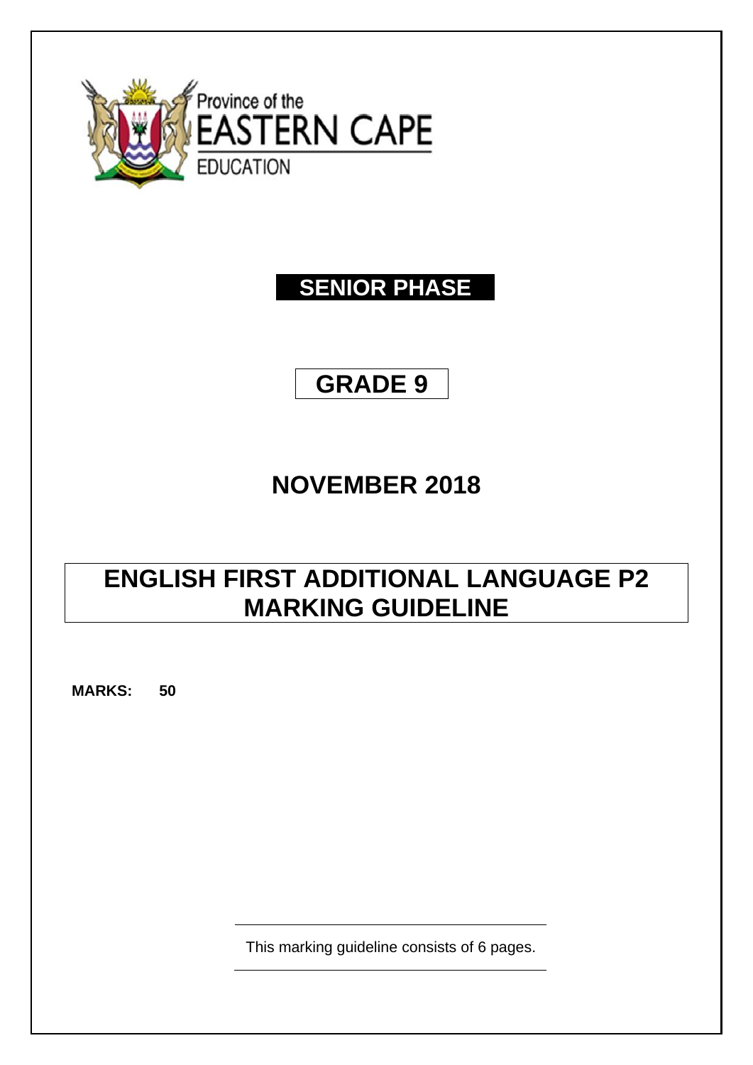Province of the
**EASTERN CAPE**
EDUCATION

**SENIOR PHASE**

# GRADE 9

## NOVEMBER 2018

# ENGLISH FIRST ADDITIONAL LANGUAGE P2
# MARKING GUIDELINE

**MARKS: 50**

This marking guideline consists of 6 pages.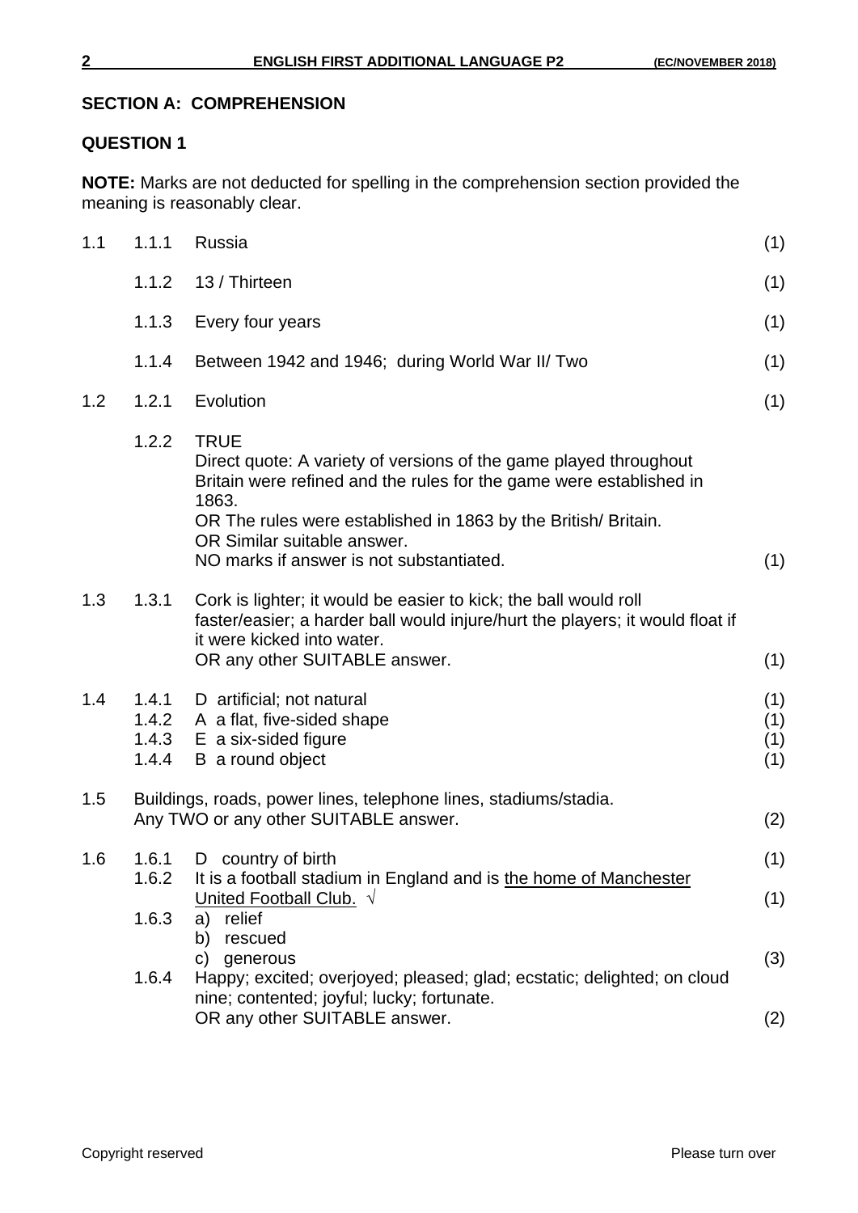## SECTION A: COMPREHENSION

## QUESTION 1

**NOTE:** Marks are not deducted for spelling in the comprehension section provided the meaning is reasonably clear.

| | | | |
|---|---|---|---|
| 1.1 | 1.1.1 | Russia | (1) |
| | 1.1.2 | 13 / Thirteen | (1) |
| | 1.1.3 | Every four years | (1) |
| | 1.1.4 | Between 1942 and 1946; during World War II/ Two | (1) |
| 1.2 | 1.2.1 | Evolution | (1) |
| | 1.2.2 | TRUE<br>Direct quote: A variety of versions of the game played throughout Britain were refined and the rules for the game were established in 1863.<br>OR The rules were established in 1863 by the British/ Britain.<br>OR Similar suitable answer.<br>NO marks if answer is not substantiated. | (1) |
| 1.3 | 1.3.1 | Cork is lighter; it would be easier to kick; the ball would roll faster/easier; a harder ball would injure/hurt the players; it would float if it were kicked into water.<br>OR any other SUITABLE answer. | (1) |
| 1.4 | 1.4.1 | D artificial; not natural | (1) |
| | 1.4.2 | A a flat, five-sided shape | (1) |
| | 1.4.3 | E a six-sided figure | (1) |
| | 1.4.4 | B a round object | (1) |
| 1.5 | | Buildings, roads, power lines, telephone lines, stadiums/stadia.<br>Any TWO or any other SUITABLE answer. | (2) |
| 1.6 | 1.6.1 | D country of birth | (1) |
| | 1.6.2 | It is a football stadium in England and is <u>the home of Manchester United Football Club.</u> √ | (1) |
| | 1.6.3 | a) relief<br>b) rescued<br>c) generous | (3) |
| | 1.6.4 | Happy; excited; overjoyed; pleased; glad; ecstatic; delighted; on cloud nine; contented; joyful; lucky; fortunate.<br>OR any other SUITABLE answer. | (2) |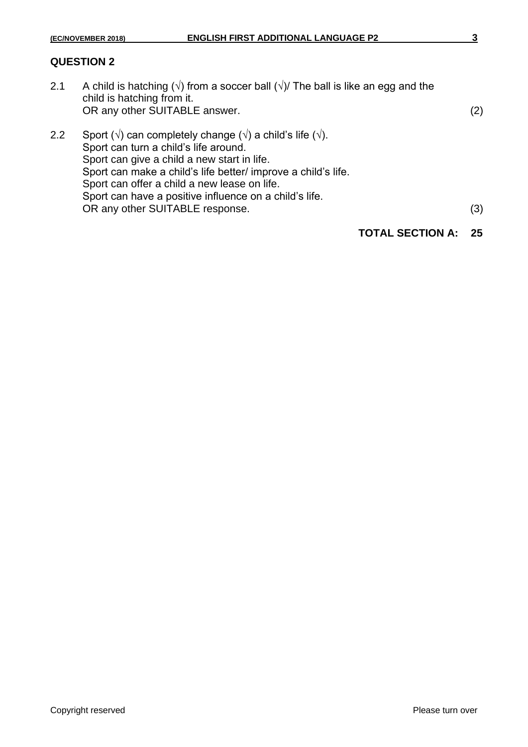## QUESTION 2

2.1 A child is hatching (√) from a soccer ball (√)/ The ball is like an egg and the child is hatching from it.
OR any other SUITABLE answer. (2)

2.2 Sport (√) can completely change (√) a child's life (√).
Sport can turn a child's life around.
Sport can give a child a new start in life.
Sport can make a child's life better/ improve a child's life.
Sport can offer a child a new lease on life.
Sport can have a positive influence on a child's life.
OR any other SUITABLE response. (3)

**TOTAL SECTION A: 25**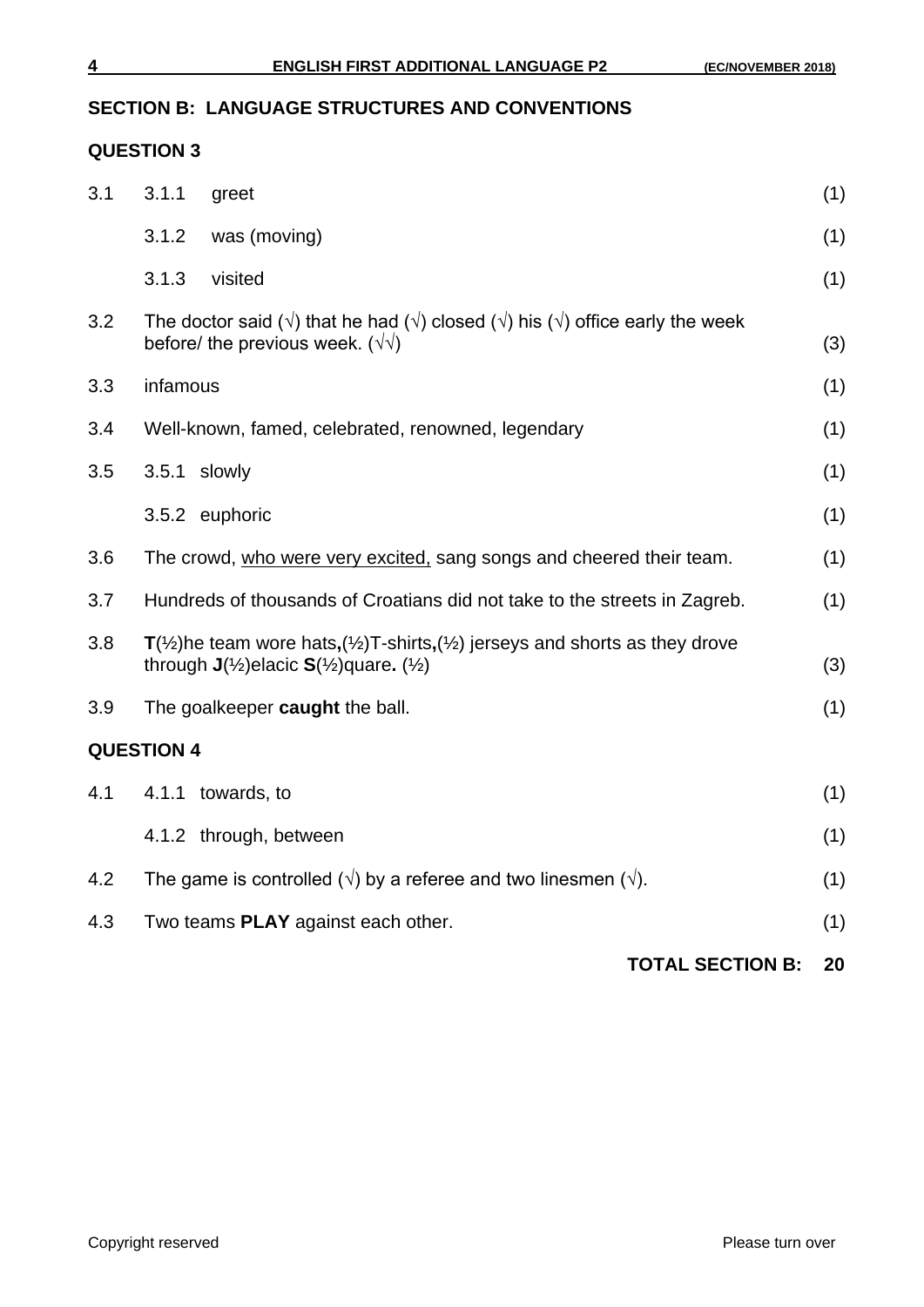## SECTION B: LANGUAGE STRUCTURES AND CONVENTIONS

### QUESTION 3

| | | | |
|---|---|---|---|
| 3.1 | 3.1.1 | greet | (1) |
| | 3.1.2 | was (moving) | (1) |
| | 3.1.3 | visited | (1) |
| 3.2 | | The doctor said (√) that he had (√) closed (√) his (√) office early the week before/ the previous week. (√√) | (3) |
| 3.3 | | infamous | (1) |
| 3.4 | | Well-known, famed, celebrated, renowned, legendary | (1) |
| 3.5 | 3.5.1 | slowly | (1) |
| | 3.5.2 | euphoric | (1) |
| 3.6 | | The crowd, <u>who were very excited,</u> sang songs and cheered their team. | (1) |
| 3.7 | | Hundreds of thousands of Croatians did not take to the streets in Zagreb. | (1) |
| 3.8 | | **T**(½)he team wore hats**,**(½)T-shirts**,**(½) jerseys and shorts as they drove through **J**(½)elacic **S**(½)quare**.** (½) | (3) |
| 3.9 | | The goalkeeper **caught** the ball. | (1) |

### QUESTION 4

| | | | |
|---|---|---|---|
| 4.1 | 4.1.1 | towards, to | (1) |
| | 4.1.2 | through, between | (1) |
| 4.2 | | The game is controlled (√) by a referee and two linesmen (√). | (1) |
| 4.3 | | Two teams **PLAY** against each other. | (1) |

**TOTAL SECTION B: 20**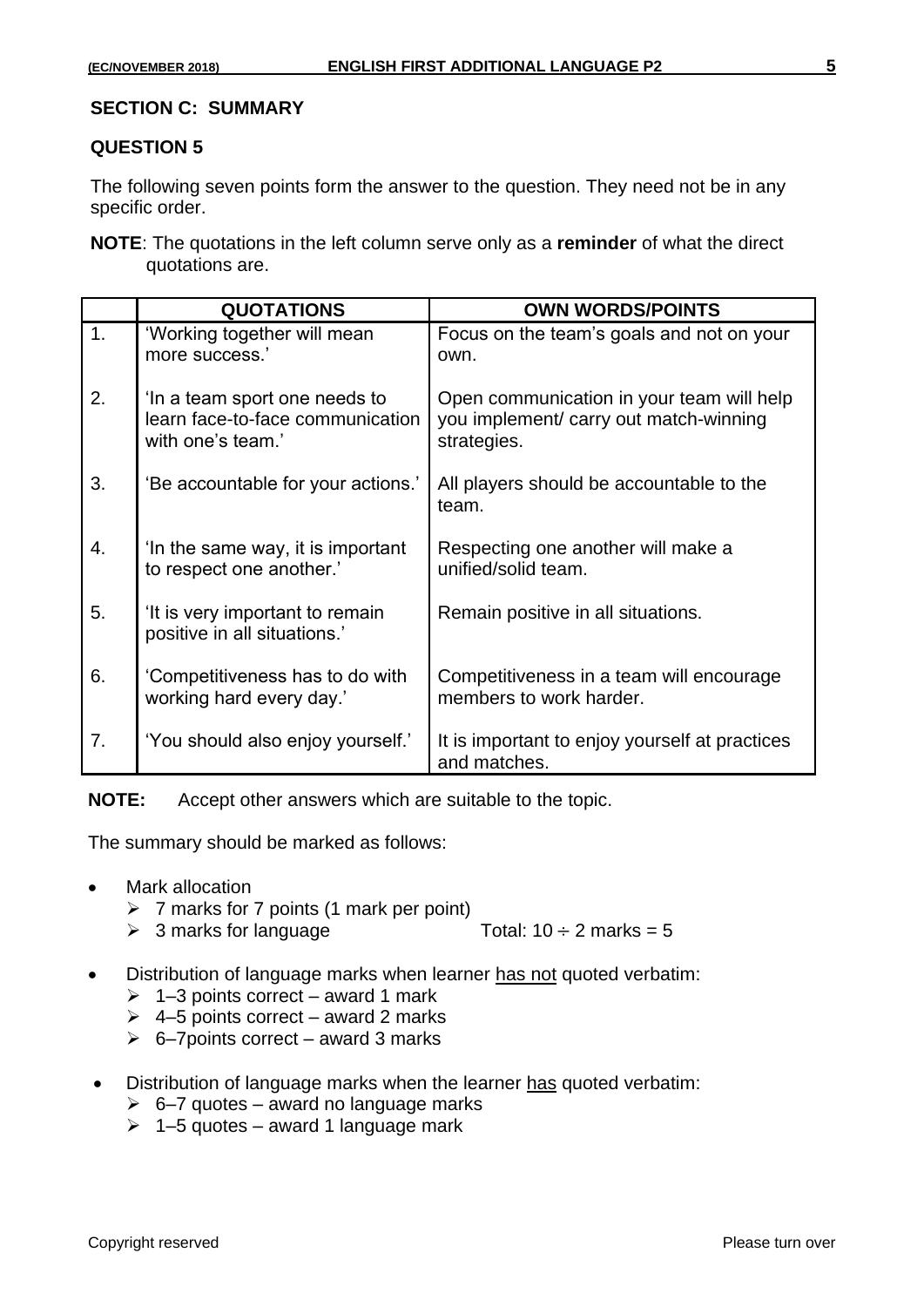## SECTION C: SUMMARY

### QUESTION 5

The following seven points form the answer to the question. They need not be in any specific order.

**NOTE**: The quotations in the left column serve only as a **reminder** of what the direct quotations are.

| | QUOTATIONS | OWN WORDS/POINTS |
|---|---|---|
| 1. | 'Working together will mean more success.' | Focus on the team's goals and not on your own. |
| 2. | 'In a team sport one needs to learn face-to-face communication with one's team.' | Open communication in your team will help you implement/ carry out match-winning strategies. |
| 3. | 'Be accountable for your actions.' | All players should be accountable to the team. |
| 4. | 'In the same way, it is important to respect one another.' | Respecting one another will make a unified/solid team. |
| 5. | 'It is very important to remain positive in all situations.' | Remain positive in all situations. |
| 6. | 'Competitiveness has to do with working hard every day.' | Competitiveness in a team will encourage members to work harder. |
| 7. | 'You should also enjoy yourself.' | It is important to enjoy yourself at practices and matches. |

**NOTE:** Accept other answers which are suitable to the topic.

The summary should be marked as follows:

- Mark allocation
  - 7 marks for 7 points (1 mark per point)
  - 3 marks for language — Total: 10 ÷ 2 marks = 5
- Distribution of language marks when learner has not quoted verbatim:
  - 1–3 points correct – award 1 mark
  - 4–5 points correct – award 2 marks
  - 6–7points correct – award 3 marks
- Distribution of language marks when the learner has quoted verbatim:
  - 6–7 quotes – award no language marks
  - 1–5 quotes – award 1 language mark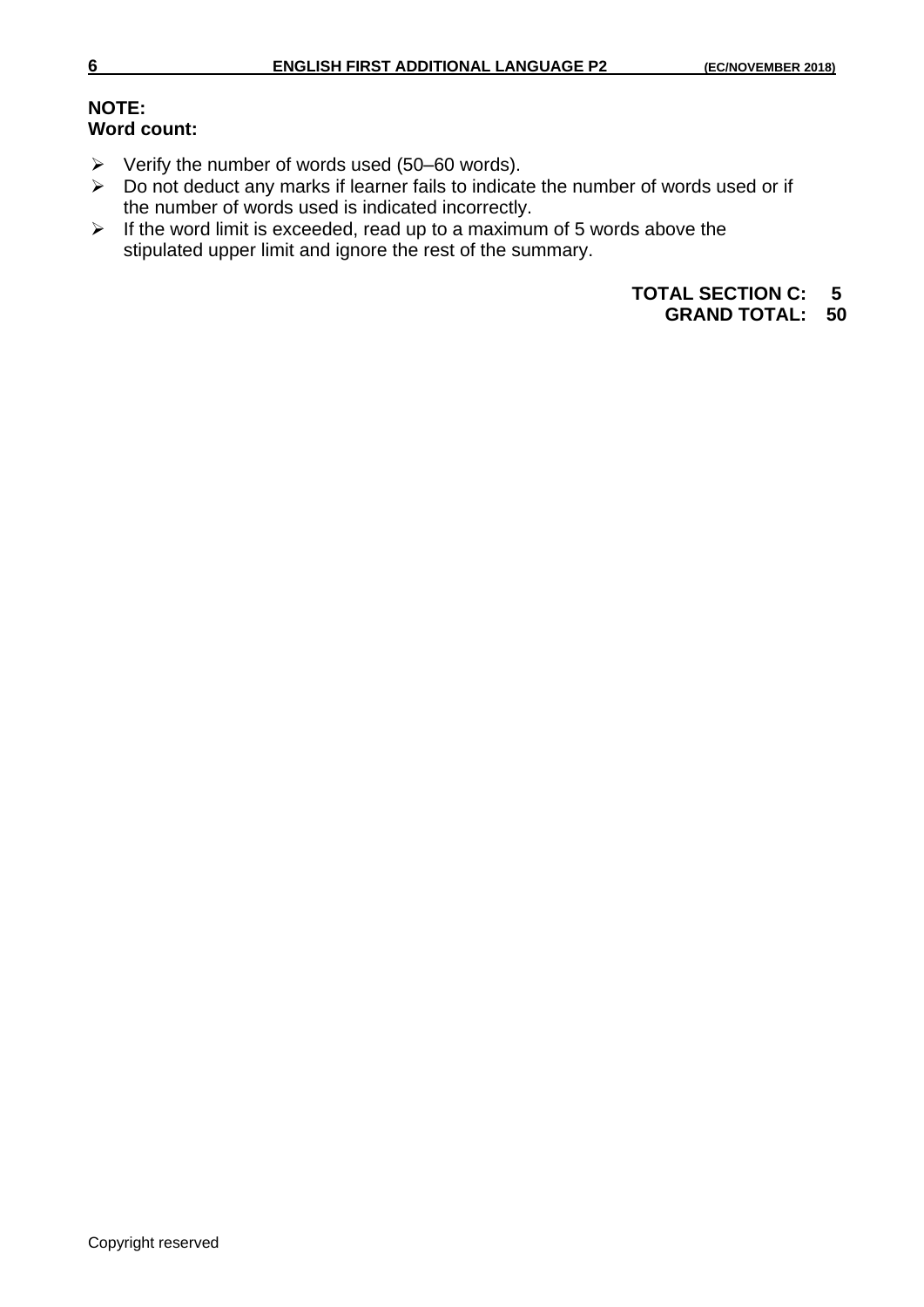**NOTE:**
**Word count:**

- Verify the number of words used (50–60 words).
- Do not deduct any marks if learner fails to indicate the number of words used or if the number of words used is indicated incorrectly.
- If the word limit is exceeded, read up to a maximum of 5 words above the stipulated upper limit and ignore the rest of the summary.

**TOTAL SECTION C: 5**
**GRAND TOTAL: 50**